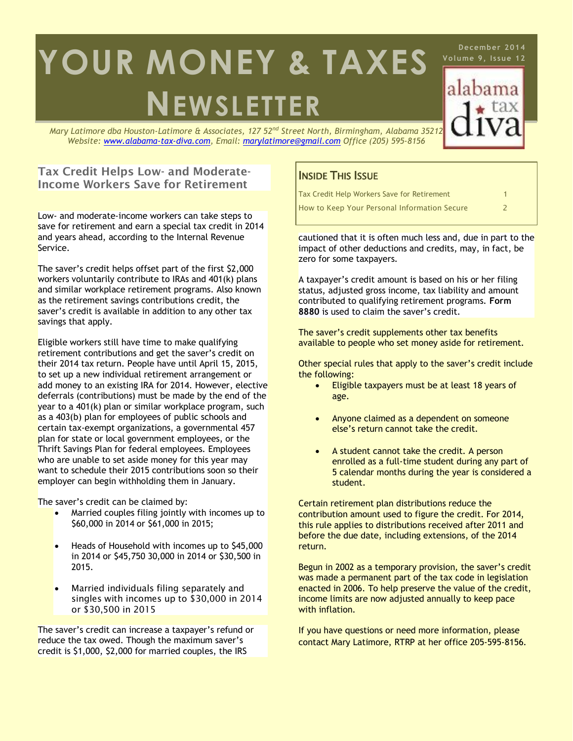# YOUR MONEY & TAXES NEWSLETTER

December 2014
Volume 9, Issue 12

alabama tax diva

*Mary Latimore dba Houston-Latimore & Associates, 127 52nd Street North, Birmingham, Alabama 35212*
*Website: [www.alabama-tax-diva.com](http://www.alabama-tax-diva.com), Email: [marylatimore@gmail.com](mailto:marylatimore@gmail.com) Office (205) 595-8156*

## Inside This Issue

| | |
|---|---|
| Tax Credit Help Workers Save for Retirement | 1 |
| How to Keep Your Personal Information Secure | 2 |

## Tax Credit Helps Low- and Moderate-Income Workers Save for Retirement

Low- and moderate-income workers can take steps to save for retirement and earn a special tax credit in 2014 and years ahead, according to the Internal Revenue Service.

The saver's credit helps offset part of the first $2,000 workers voluntarily contribute to IRAs and 401(k) plans and similar workplace retirement programs. Also known as the retirement savings contributions credit, the saver's credit is available in addition to any other tax savings that apply.

Eligible workers still have time to make qualifying retirement contributions and get the saver's credit on their 2014 tax return. People have until April 15, 2015, to set up a new individual retirement arrangement or add money to an existing IRA for 2014. However, elective deferrals (contributions) must be made by the end of the year to a 401(k) plan or similar workplace program, such as a 403(b) plan for employees of public schools and certain tax-exempt organizations, a governmental 457 plan for state or local government employees, or the Thrift Savings Plan for federal employees. Employees who are unable to set aside money for this year may want to schedule their 2015 contributions soon so their employer can begin withholding them in January.

The saver's credit can be claimed by:

- Married couples filing jointly with incomes up to $60,000 in 2014 or $61,000 in 2015;
- Heads of Household with incomes up to $45,000 in 2014 or $45,750 30,000 in 2014 or $30,500 in 2015.
- Married individuals filing separately and singles with incomes up to $30,000 in 2014 or $30,500 in 2015

The saver's credit can increase a taxpayer's refund or reduce the tax owed. Though the maximum saver's credit is $1,000, $2,000 for married couples, the IRS cautioned that it is often much less and, due in part to the impact of other deductions and credits, may, in fact, be zero for some taxpayers.

A taxpayer's credit amount is based on his or her filing status, adjusted gross income, tax liability and amount contributed to qualifying retirement programs. **Form 8880** is used to claim the saver's credit.

The saver's credit supplements other tax benefits available to people who set money aside for retirement.

Other special rules that apply to the saver's credit include the following:

- Eligible taxpayers must be at least 18 years of age.
- Anyone claimed as a dependent on someone else's return cannot take the credit.
- A student cannot take the credit. A person enrolled as a full-time student during any part of 5 calendar months during the year is considered a student.

Certain retirement plan distributions reduce the contribution amount used to figure the credit. For 2014, this rule applies to distributions received after 2011 and before the due date, including extensions, of the 2014 return.

Begun in 2002 as a temporary provision, the saver's credit was made a permanent part of the tax code in legislation enacted in 2006. To help preserve the value of the credit, income limits are now adjusted annually to keep pace with inflation.

If you have questions or need more information, please contact Mary Latimore, RTRP at her office 205-595-8156.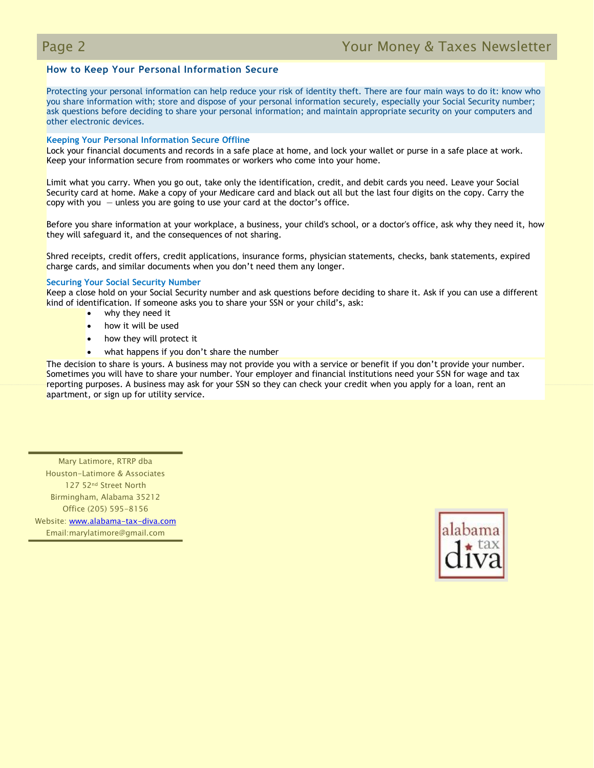## How to Keep Your Personal Information Secure

Protecting your personal information can help reduce your risk of identity theft. There are four main ways to do it: know who you share information with; store and dispose of your personal information securely, especially your Social Security number; ask questions before deciding to share your personal information; and maintain appropriate security on your computers and other electronic devices.

### Keeping Your Personal Information Secure Offline

Lock your financial documents and records in a safe place at home, and lock your wallet or purse in a safe place at work. Keep your information secure from roommates or workers who come into your home.

Limit what you carry. When you go out, take only the identification, credit, and debit cards you need. Leave your Social Security card at home. Make a copy of your Medicare card and black out all but the last four digits on the copy. Carry the copy with you — unless you are going to use your card at the doctor's office.

Before you share information at your workplace, a business, your child's school, or a doctor's office, ask why they need it, how they will safeguard it, and the consequences of not sharing.

Shred receipts, credit offers, credit applications, insurance forms, physician statements, checks, bank statements, expired charge cards, and similar documents when you don't need them any longer.

### Securing Your Social Security Number

Keep a close hold on your Social Security number and ask questions before deciding to share it. Ask if you can use a different kind of identification. If someone asks you to share your SSN or your child's, ask:

- why they need it
- how it will be used
- how they will protect it
- what happens if you don't share the number

The decision to share is yours. A business may not provide you with a service or benefit if you don't provide your number. Sometimes you will have to share your number. Your employer and financial institutions need your SSN for wage and tax reporting purposes. A business may ask for your SSN so they can check your credit when you apply for a loan, rent an apartment, or sign up for utility service.

Mary Latimore, RTRP dba
Houston-Latimore & Associates
127 52nd Street North
Birmingham, Alabama 35212
Office (205) 595-8156
Website: www.alabama-tax-diva.com
Email:marylatimore@gmail.com

alabama tax diva